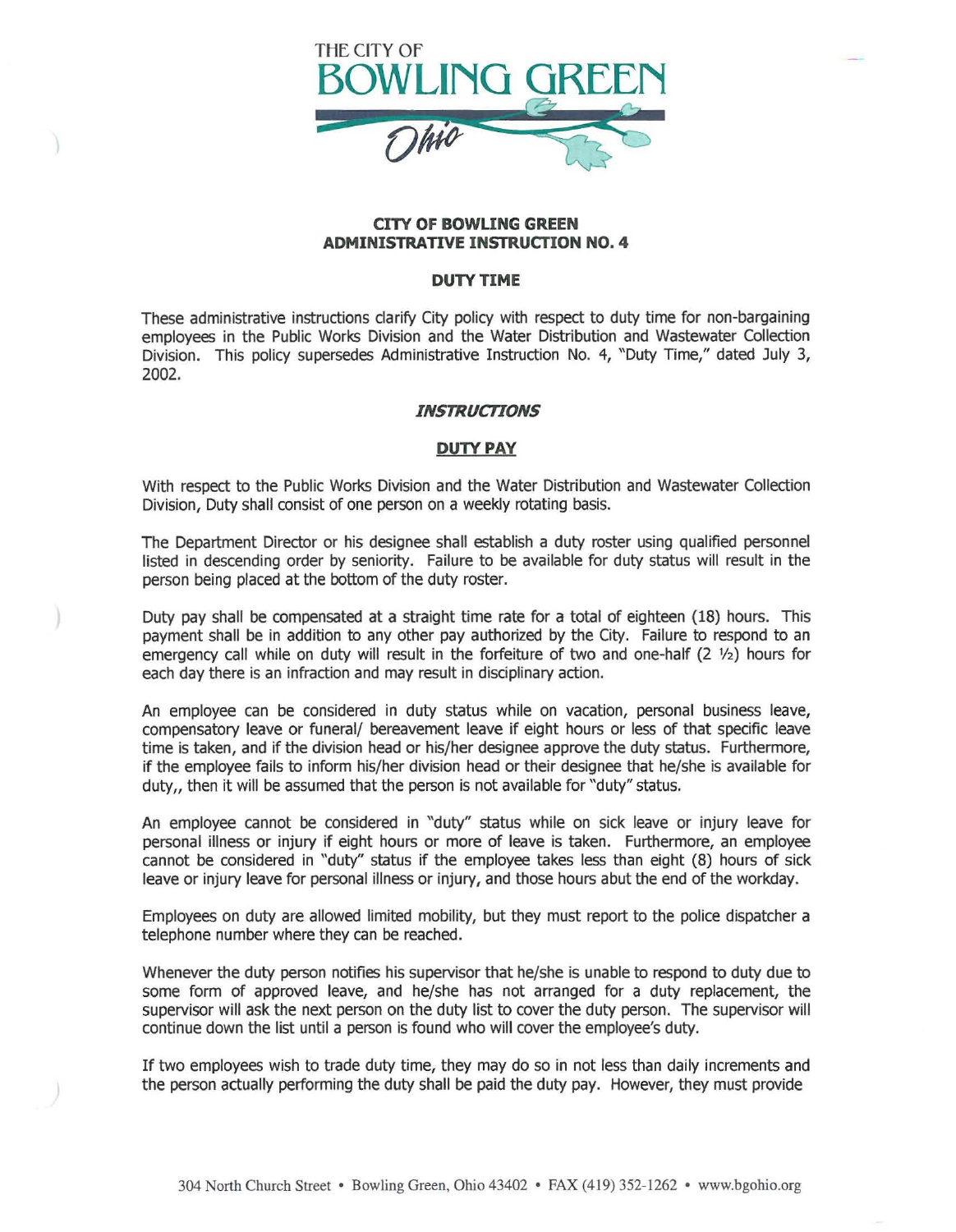THE CITY OF
BOWLING GREEN
Ohio

**CITY OF BOWLING GREEN**
**ADMINISTRATIVE INSTRUCTION NO. 4**

**DUTY TIME**

These administrative instructions clarify City policy with respect to duty time for non-bargaining employees in the Public Works Division and the Water Distribution and Wastewater Collection Division. This policy supersedes Administrative Instruction No. 4, "Duty Time," dated July 3, 2002.

***INSTRUCTIONS***

**DUTY PAY**

With respect to the Public Works Division and the Water Distribution and Wastewater Collection Division, Duty shall consist of one person on a weekly rotating basis.

The Department Director or his designee shall establish a duty roster using qualified personnel listed in descending order by seniority. Failure to be available for duty status will result in the person being placed at the bottom of the duty roster.

Duty pay shall be compensated at a straight time rate for a total of eighteen (18) hours. This payment shall be in addition to any other pay authorized by the City. Failure to respond to an emergency call while on duty will result in the forfeiture of two and one-half (2 ½) hours for each day there is an infraction and may result in disciplinary action.

An employee can be considered in duty status while on vacation, personal business leave, compensatory leave or funeral/ bereavement leave if eight hours or less of that specific leave time is taken, and if the division head or his/her designee approve the duty status. Furthermore, if the employee fails to inform his/her division head or their designee that he/she is available for duty,, then it will be assumed that the person is not available for "duty" status.

An employee cannot be considered in "duty" status while on sick leave or injury leave for personal illness or injury if eight hours or more of leave is taken. Furthermore, an employee cannot be considered in "duty" status if the employee takes less than eight (8) hours of sick leave or injury leave for personal illness or injury, and those hours abut the end of the workday.

Employees on duty are allowed limited mobility, but they must report to the police dispatcher a telephone number where they can be reached.

Whenever the duty person notifies his supervisor that he/she is unable to respond to duty due to some form of approved leave, and he/she has not arranged for a duty replacement, the supervisor will ask the next person on the duty list to cover the duty person. The supervisor will continue down the list until a person is found who will cover the employee's duty.

If two employees wish to trade duty time, they may do so in not less than daily increments and the person actually performing the duty shall be paid the duty pay. However, they must provide

304 North Church Street • Bowling Green, Ohio 43402 • FAX (419) 352-1262 • www.bgohio.org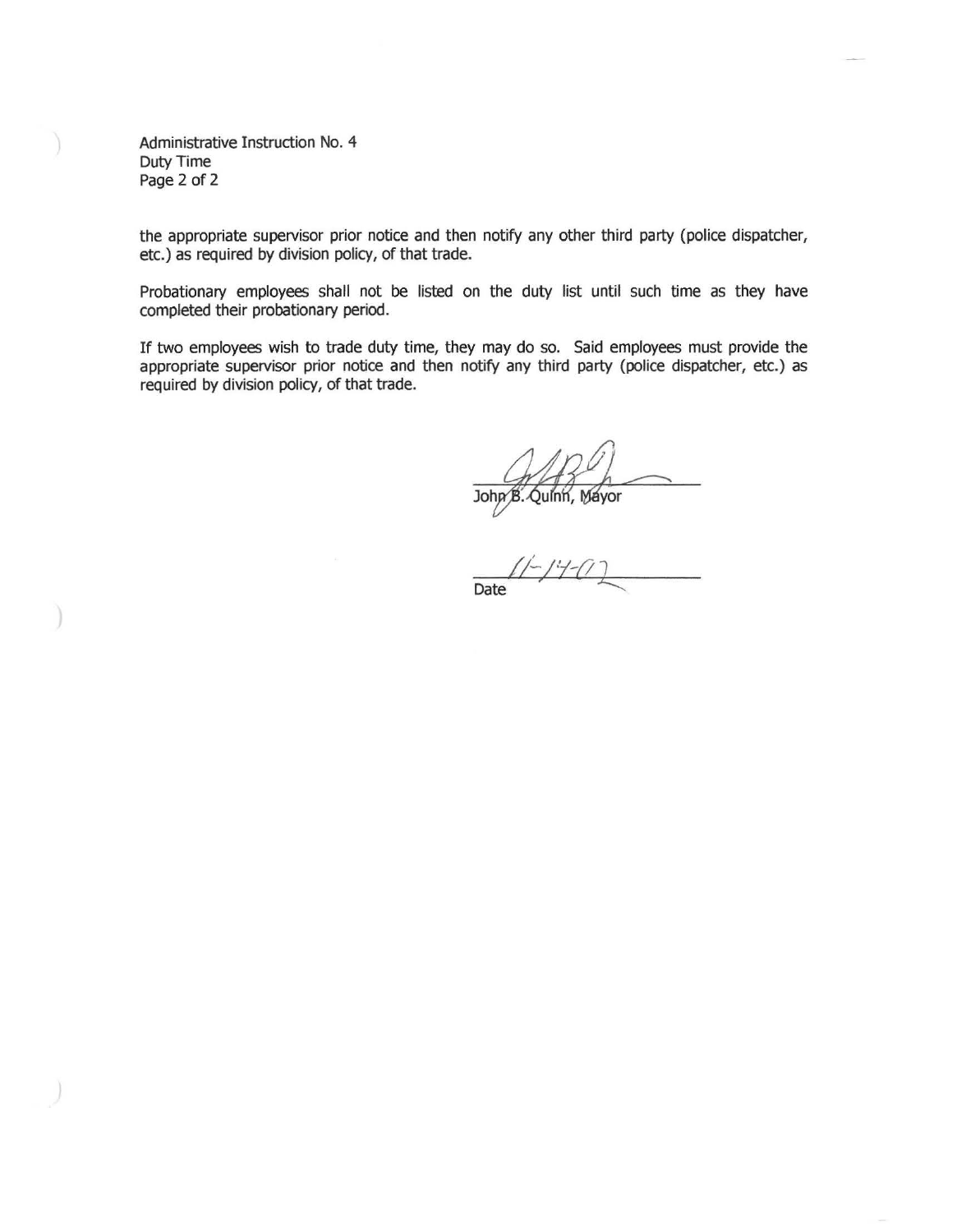the appropriate supervisor prior notice and then notify any other third party (police dispatcher, etc.) as required by division policy, of that trade.

Probationary employees shall not be listed on the duty list until such time as they have completed their probationary period.

If two employees wish to trade duty time, they may do so. Said employees must provide the appropriate supervisor prior notice and then notify any third party (police dispatcher, etc.) as required by division policy, of that trade.

John B. Quinn, Mayor

11-14-07
Date